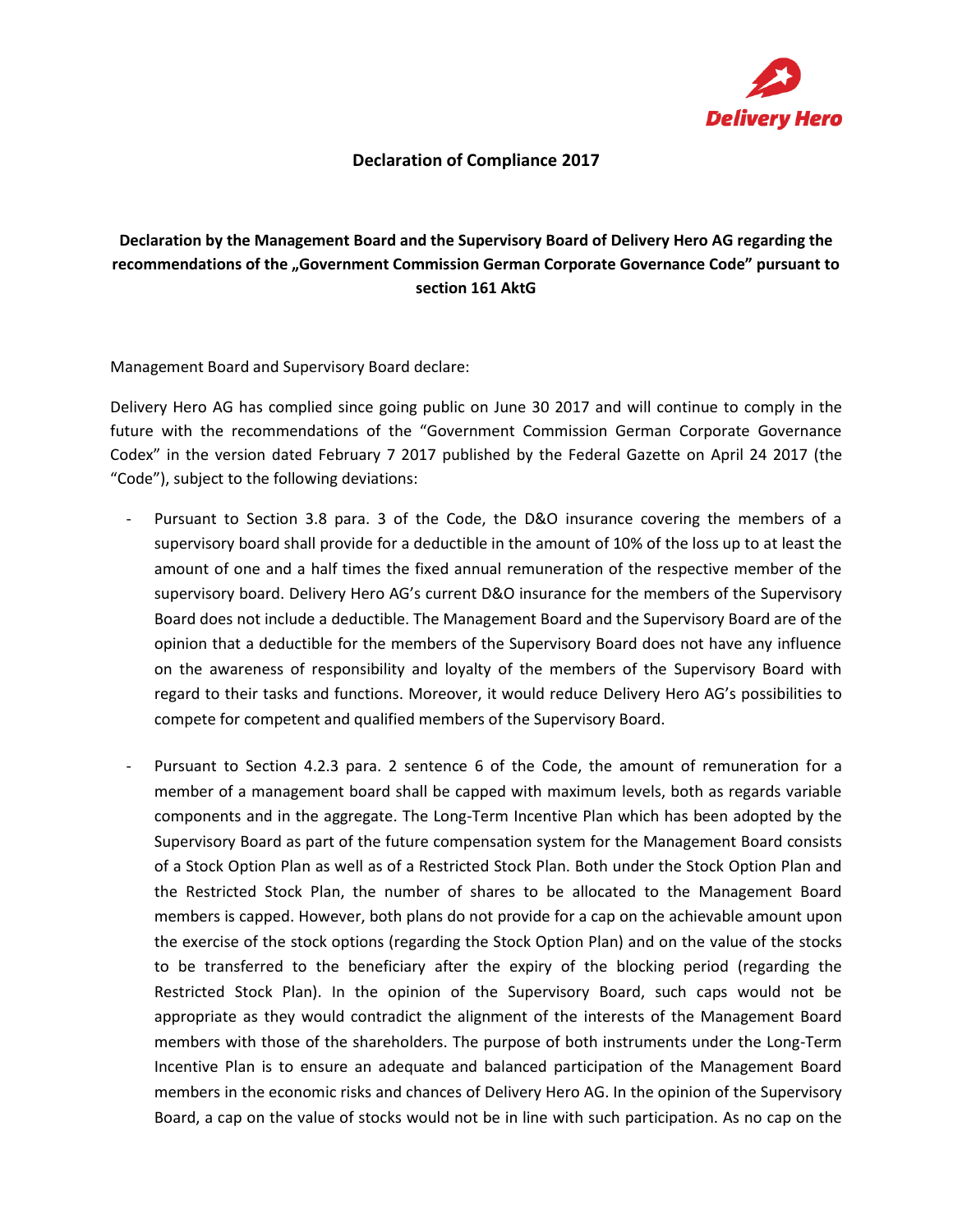# Declaration of Compliance 2017

## Declaration by the Management Board and the Supervisory Board of Delivery Hero AG regarding the recommendations of the „Government Commission German Corporate Governance Code" pursuant to section 161 AktG

Management Board and Supervisory Board declare:

Delivery Hero AG has complied since going public on June 30 2017 and will continue to comply in the future with the recommendations of the "Government Commission German Corporate Governance Codex" in the version dated February 7 2017 published by the Federal Gazette on April 24 2017 (the "Code"), subject to the following deviations:

- Pursuant to Section 3.8 para. 3 of the Code, the D&O insurance covering the members of a supervisory board shall provide for a deductible in the amount of 10% of the loss up to at least the amount of one and a half times the fixed annual remuneration of the respective member of the supervisory board. Delivery Hero AG's current D&O insurance for the members of the Supervisory Board does not include a deductible. The Management Board and the Supervisory Board are of the opinion that a deductible for the members of the Supervisory Board does not have any influence on the awareness of responsibility and loyalty of the members of the Supervisory Board with regard to their tasks and functions. Moreover, it would reduce Delivery Hero AG's possibilities to compete for competent and qualified members of the Supervisory Board.

- Pursuant to Section 4.2.3 para. 2 sentence 6 of the Code, the amount of remuneration for a member of a management board shall be capped with maximum levels, both as regards variable components and in the aggregate. The Long-Term Incentive Plan which has been adopted by the Supervisory Board as part of the future compensation system for the Management Board consists of a Stock Option Plan as well as of a Restricted Stock Plan. Both under the Stock Option Plan and the Restricted Stock Plan, the number of shares to be allocated to the Management Board members is capped. However, both plans do not provide for a cap on the achievable amount upon the exercise of the stock options (regarding the Stock Option Plan) and on the value of the stocks to be transferred to the beneficiary after the expiry of the blocking period (regarding the Restricted Stock Plan). In the opinion of the Supervisory Board, such caps would not be appropriate as they would contradict the alignment of the interests of the Management Board members with those of the shareholders. The purpose of both instruments under the Long-Term Incentive Plan is to ensure an adequate and balanced participation of the Management Board members in the economic risks and chances of Delivery Hero AG. In the opinion of the Supervisory Board, a cap on the value of stocks would not be in line with such participation. As no cap on the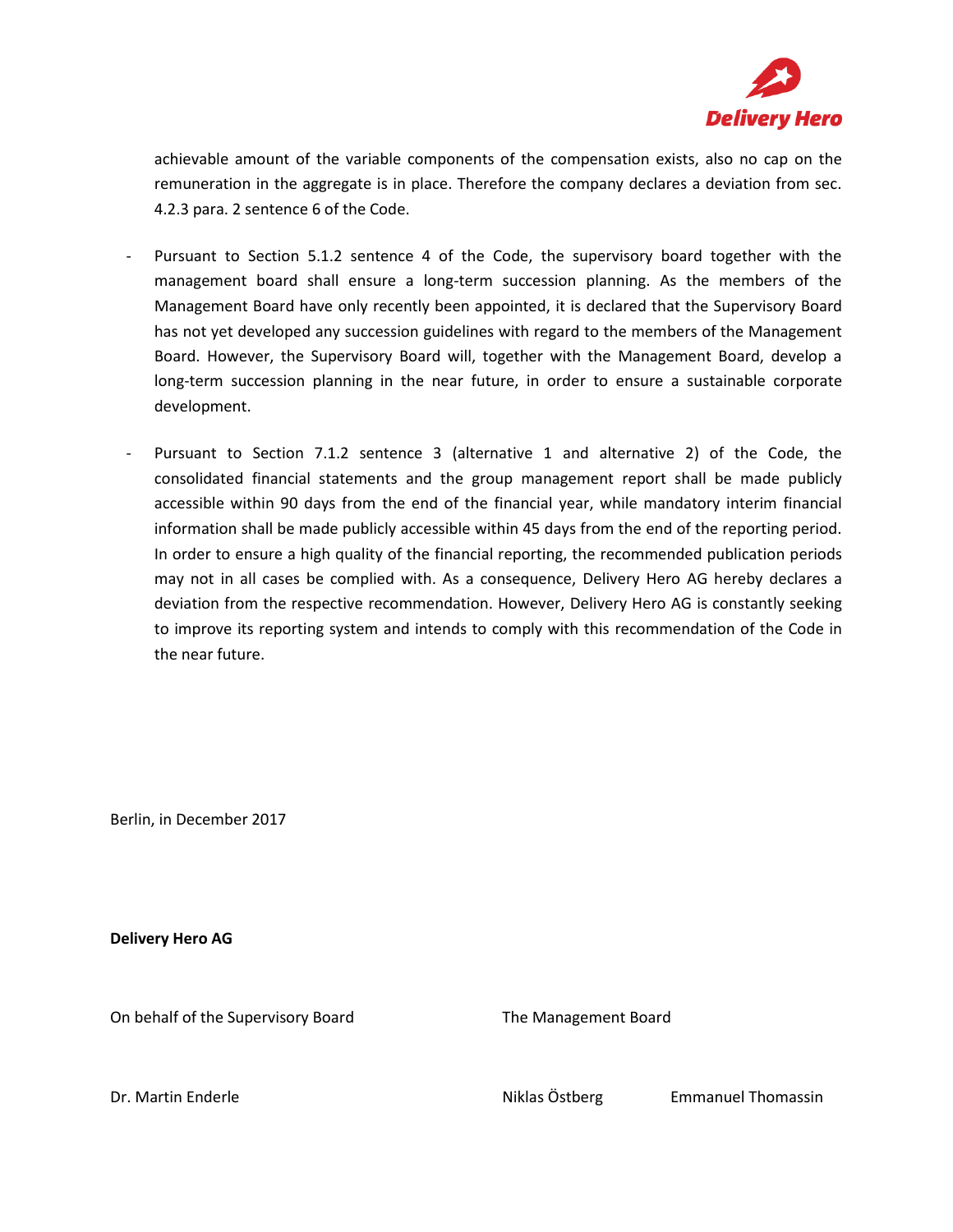achievable amount of the variable components of the compensation exists, also no cap on the remuneration in the aggregate is in place. Therefore the company declares a deviation from sec. 4.2.3 para. 2 sentence 6 of the Code.

- Pursuant to Section 5.1.2 sentence 4 of the Code, the supervisory board together with the management board shall ensure a long-term succession planning. As the members of the Management Board have only recently been appointed, it is declared that the Supervisory Board has not yet developed any succession guidelines with regard to the members of the Management Board. However, the Supervisory Board will, together with the Management Board, develop a long-term succession planning in the near future, in order to ensure a sustainable corporate development.

- Pursuant to Section 7.1.2 sentence 3 (alternative 1 and alternative 2) of the Code, the consolidated financial statements and the group management report shall be made publicly accessible within 90 days from the end of the financial year, while mandatory interim financial information shall be made publicly accessible within 45 days from the end of the reporting period. In order to ensure a high quality of the financial reporting, the recommended publication periods may not in all cases be complied with. As a consequence, Delivery Hero AG hereby declares a deviation from the respective recommendation. However, Delivery Hero AG is constantly seeking to improve its reporting system and intends to comply with this recommendation of the Code in the near future.

Berlin, in December 2017

**Delivery Hero AG**

On behalf of the Supervisory Board

Dr. Martin Enderle

The Management Board

Niklas Östberg

Emmanuel Thomassin